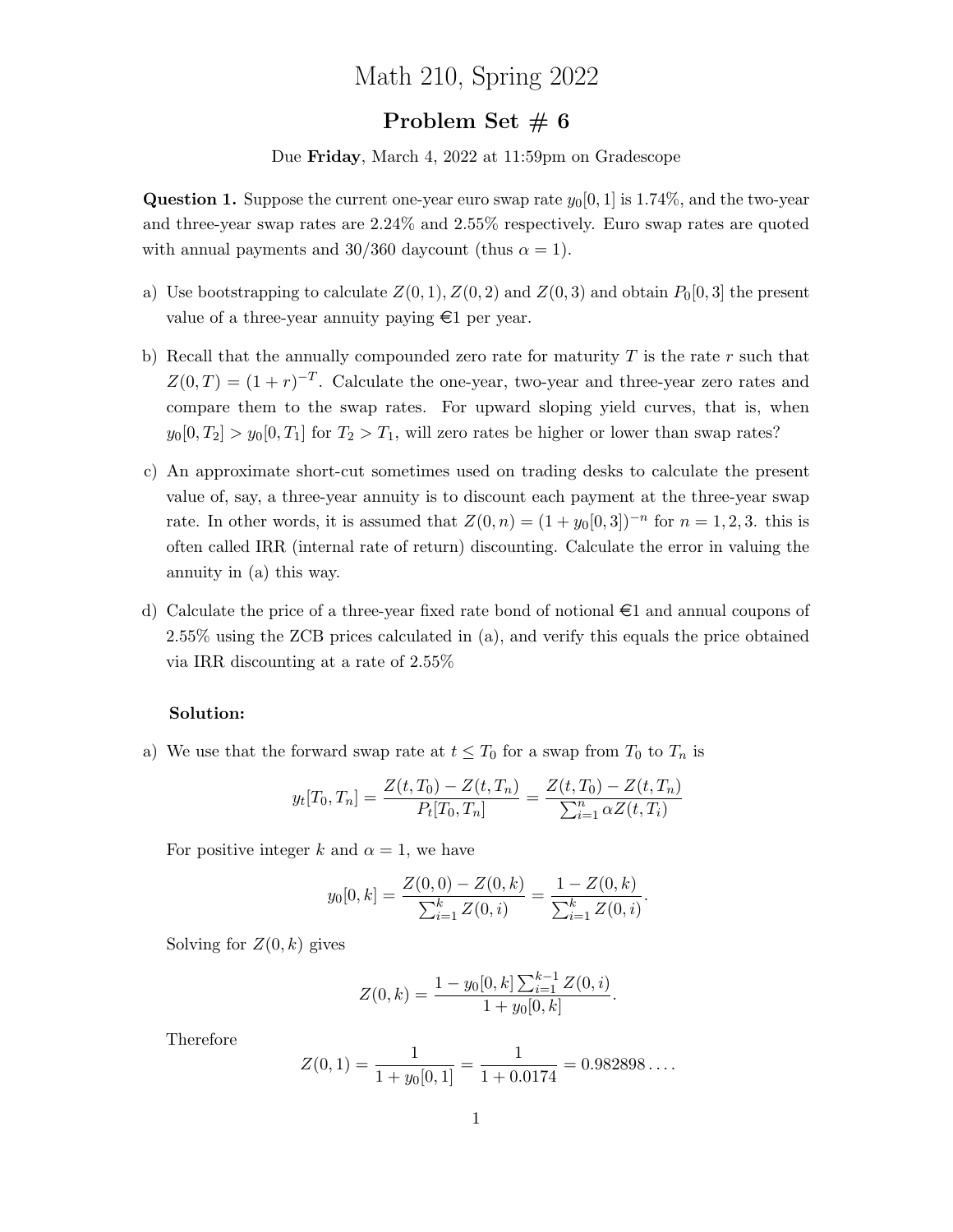# Math 210, Spring 2022

## Problem Set # 6

Due **Friday**, March 4, 2022 at 11:59pm on Gradescope

**Question 1.** Suppose the current one-year euro swap rate $y_0[0,1]$ is 1.74%, and the two-year and three-year swap rates are 2.24% and 2.55% respectively. Euro swap rates are quoted with annual payments and 30/360 daycount (thus $\alpha = 1$).

a) Use bootstrapping to calculate $Z(0,1), Z(0,2)$ and $Z(0,3)$ and obtain $P_0[0,3]$ the present value of a three-year annuity paying €1 per year.

b) Recall that the annually compounded zero rate for maturity $T$ is the rate $r$ such that $Z(0,T) = (1+r)^{-T}$. Calculate the one-year, two-year and three-year zero rates and compare them to the swap rates. For upward sloping yield curves, that is, when $y_0[0,T_2] > y_0[0,T_1]$ for $T_2 > T_1$, will zero rates be higher or lower than swap rates?

c) An approximate short-cut sometimes used on trading desks to calculate the present value of, say, a three-year annuity is to discount each payment at the three-year swap rate. In other words, it is assumed that $Z(0,n) = (1+y_0[0,3])^{-n}$ for $n = 1,2,3$. this is often called IRR (internal rate of return) discounting. Calculate the error in valuing the annuity in (a) this way.

d) Calculate the price of a three-year fixed rate bond of notional €1 and annual coupons of 2.55% using the ZCB prices calculated in (a), and verify this equals the price obtained via IRR discounting at a rate of 2.55%

**Solution:**

a) We use that the forward swap rate at $t \le T_0$ for a swap from $T_0$ to $T_n$ is

$$y_t[T_0,T_n] = \frac{Z(t,T_0) - Z(t,T_n)}{P_t[T_0,T_n]} = \frac{Z(t,T_0) - Z(t,T_n)}{\sum_{i=1}^{n} \alpha Z(t,T_i)}$$

For positive integer $k$ and $\alpha = 1$, we have

$$y_0[0,k] = \frac{Z(0,0) - Z(0,k)}{\sum_{i=1}^{k} Z(0,i)} = \frac{1 - Z(0,k)}{\sum_{i=1}^{k} Z(0,i)}.$$

Solving for $Z(0,k)$ gives

$$Z(0,k) = \frac{1 - y_0[0,k]\sum_{i=1}^{k-1} Z(0,i)}{1 + y_0[0,k]}.$$

Therefore

$$Z(0,1) = \frac{1}{1 + y_0[0,1]} = \frac{1}{1 + 0.0174} = 0.982898\ldots.$$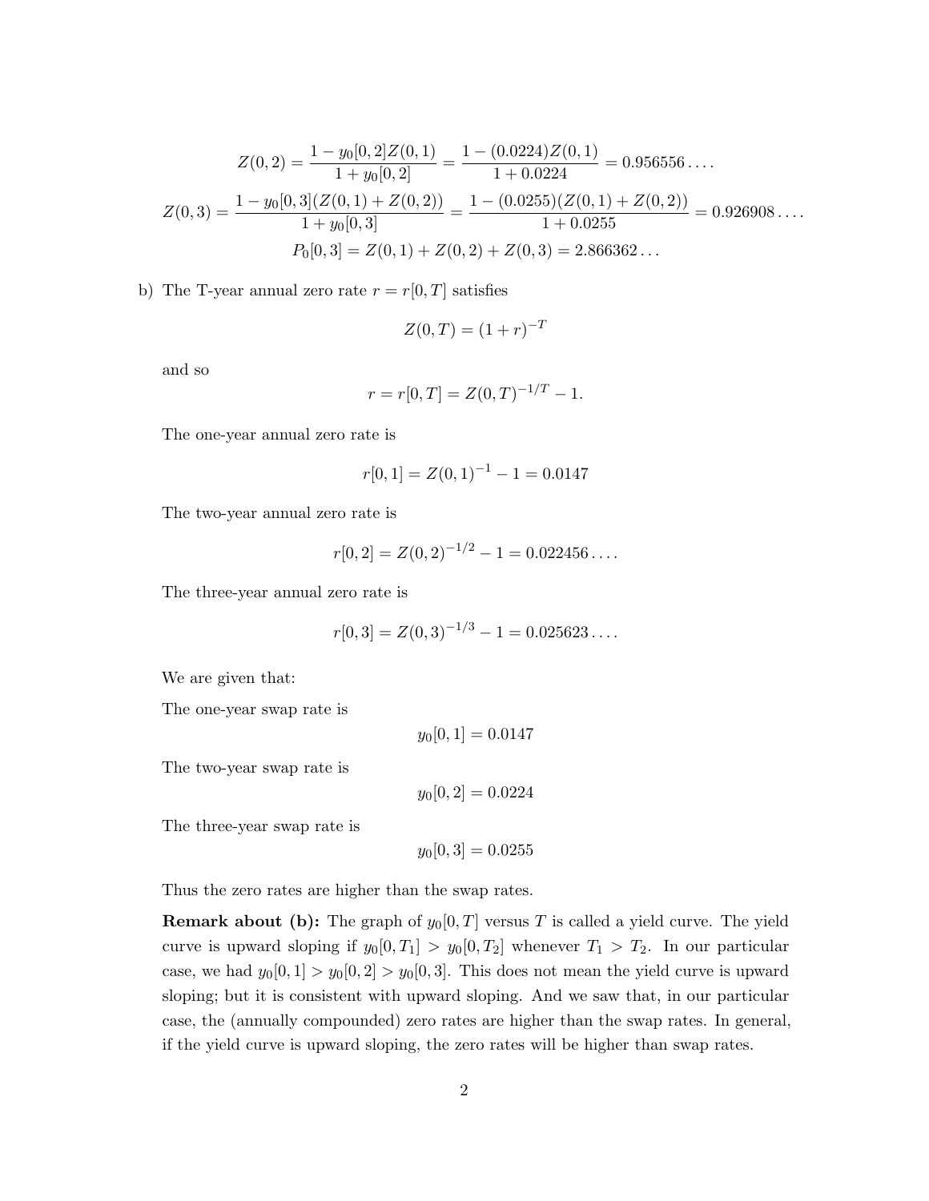$$Z(0,2) = \frac{1 - y_0[0,2]Z(0,1)}{1 + y_0[0,2]} = \frac{1 - (0.0224)Z(0,1)}{1 + 0.0224} = 0.956556\ldots.$$

$$Z(0,3) = \frac{1 - y_0[0,3](Z(0,1) + Z(0,2))}{1 + y_0[0,3]} = \frac{1 - (0.0255)(Z(0,1) + Z(0,2))}{1 + 0.0255} = 0.926908\ldots.$$

$$P_0[0,3] = Z(0,1) + Z(0,2) + Z(0,3) = 2.866362\ldots$$

b) The T-year annual zero rate $r = r[0,T]$ satisfies

$$Z(0,T) = (1+r)^{-T}$$

and so

$$r = r[0,T] = Z(0,T)^{-1/T} - 1.$$

The one-year annual zero rate is

$$r[0,1] = Z(0,1)^{-1} - 1 = 0.0147$$

The two-year annual zero rate is

$$r[0,2] = Z(0,2)^{-1/2} - 1 = 0.022456\ldots.$$

The three-year annual zero rate is

$$r[0,3] = Z(0,3)^{-1/3} - 1 = 0.025623\ldots.$$

We are given that:

The one-year swap rate is

$$y_0[0,1] = 0.0147$$

The two-year swap rate is

$$y_0[0,2] = 0.0224$$

The three-year swap rate is

$$y_0[0,3] = 0.0255$$

Thus the zero rates are higher than the swap rates.

**Remark about (b):** The graph of $y_0[0,T]$ versus $T$ is called a yield curve. The yield curve is upward sloping if $y_0[0,T_1] > y_0[0,T_2]$ whenever $T_1 > T_2$. In our particular case, we had $y_0[0,1] > y_0[0,2] > y_0[0,3]$. This does not mean the yield curve is upward sloping; but it is consistent with upward sloping. And we saw that, in our particular case, the (annually compounded) zero rates are higher than the swap rates. In general, if the yield curve is upward sloping, the zero rates will be higher than swap rates.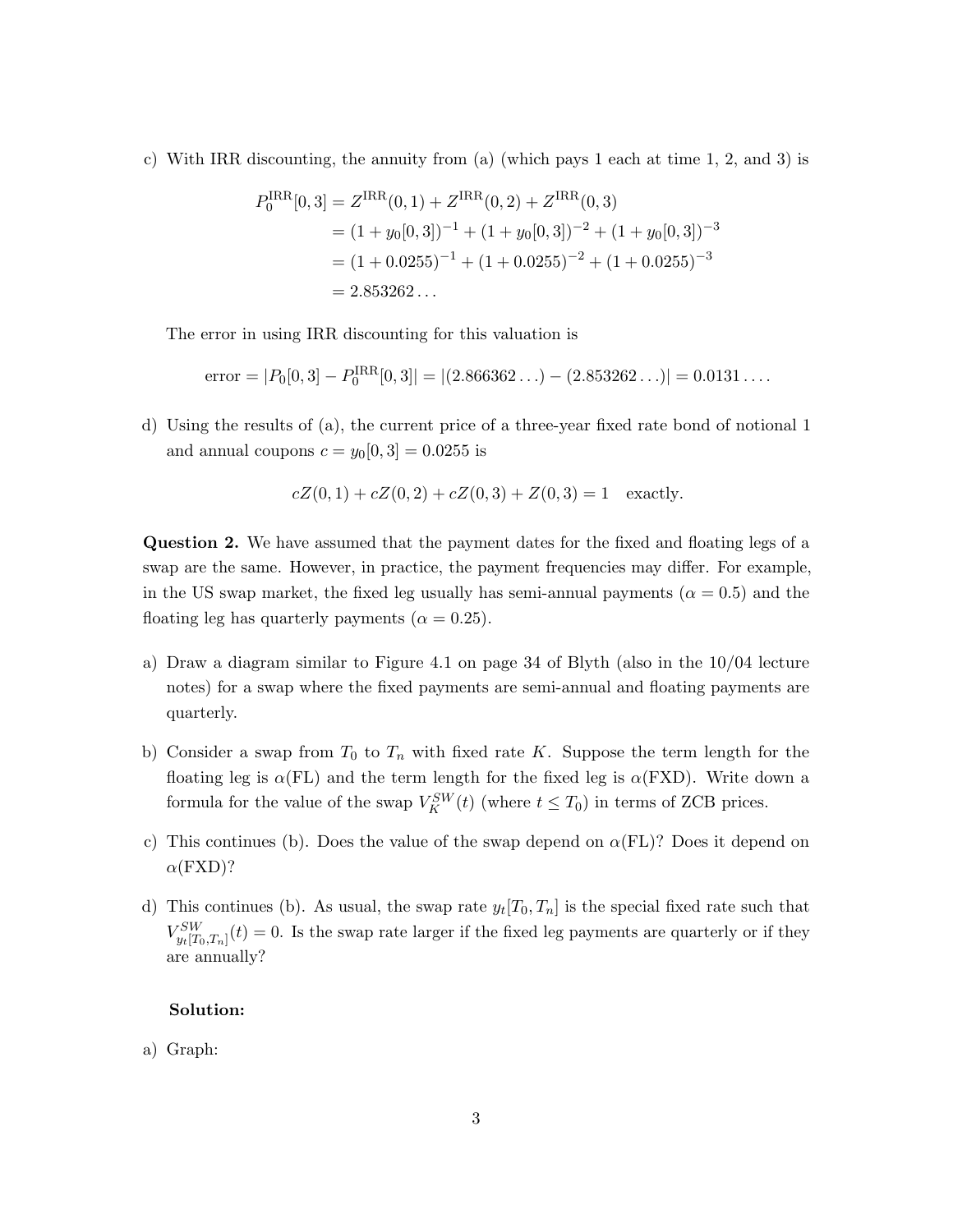c) With IRR discounting, the annuity from (a) (which pays 1 each at time 1, 2, and 3) is

$$
\begin{aligned}
P_0^{\mathrm{IRR}}[0,3] &= Z^{\mathrm{IRR}}(0,1) + Z^{\mathrm{IRR}}(0,2) + Z^{\mathrm{IRR}}(0,3) \\
&= (1 + y_0[0,3])^{-1} + (1 + y_0[0,3])^{-2} + (1 + y_0[0,3])^{-3} \\
&= (1 + 0.0255)^{-1} + (1 + 0.0255)^{-2} + (1 + 0.0255)^{-3} \\
&= 2.853262\ldots
\end{aligned}
$$

The error in using IRR discounting for this valuation is

$$
\text{error} = |P_0[0,3] - P_0^{\mathrm{IRR}}[0,3]| = |(2.866362\ldots) - (2.853262\ldots)| = 0.0131\ldots.
$$

d) Using the results of (a), the current price of a three-year fixed rate bond of notional 1 and annual coupons $c = y_0[0,3] = 0.0255$ is

$$
cZ(0,1) + cZ(0,2) + cZ(0,3) + Z(0,3) = 1 \quad \text{exactly.}
$$

**Question 2.** We have assumed that the payment dates for the fixed and floating legs of a swap are the same. However, in practice, the payment frequencies may differ. For example, in the US swap market, the fixed leg usually has semi-annual payments ($\alpha = 0.5$) and the floating leg has quarterly payments ($\alpha = 0.25$).

a) Draw a diagram similar to Figure 4.1 on page 34 of Blyth (also in the 10/04 lecture notes) for a swap where the fixed payments are semi-annual and floating payments are quarterly.

b) Consider a swap from $T_0$ to $T_n$ with fixed rate $K$. Suppose the term length for the floating leg is $\alpha(\mathrm{FL})$ and the term length for the fixed leg is $\alpha(\mathrm{FXD})$. Write down a formula for the value of the swap $V_K^{SW}(t)$ (where $t \leq T_0$) in terms of ZCB prices.

c) This continues (b). Does the value of the swap depend on $\alpha(\mathrm{FL})$? Does it depend on $\alpha(\mathrm{FXD})$?

d) This continues (b). As usual, the swap rate $y_t[T_0, T_n]$ is the special fixed rate such that $V_{y_t[T_0,T_n]}^{SW}(t) = 0$. Is the swap rate larger if the fixed leg payments are quarterly or if they are annually?

**Solution:**

a) Graph: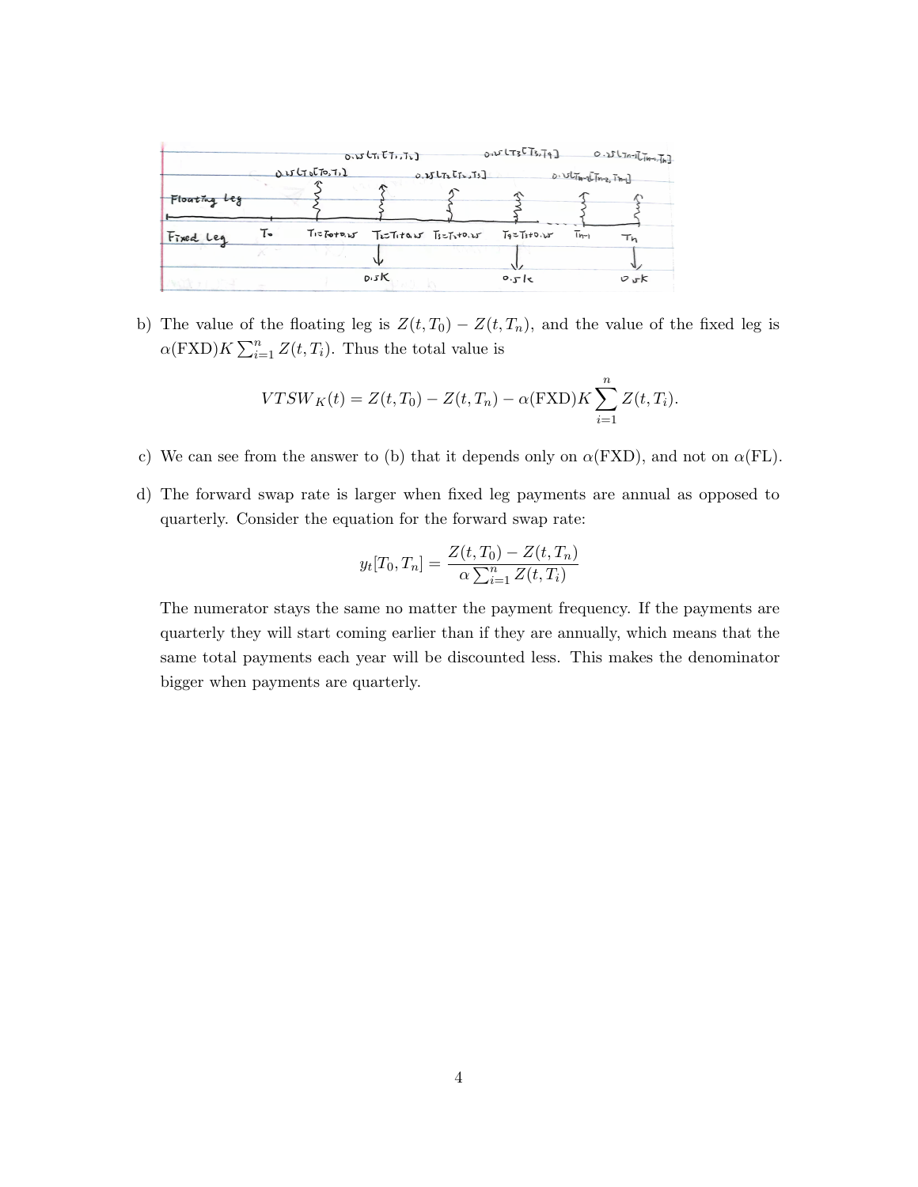0.25 $L_{T_0}[T_0, T_1]$

0.25 $L_{T_1}[T_1, T_2]$

0.25 $L_{T_2}[T_2, T_3]$

0.25 $L_{T_3}[T_3, T_4]$

0.25 $L_{T_{n-2}}[T_{n-2}, T_{n-1}]$

0.25 $L_{T_{n-1}}[T_{n-1}, T_n]$

Floating Leg

Fixed Leg

$T_0$ $\quad T_1 = T_0 + 0.25$ $\quad T_2 = T_1 + 0.25$ $\quad T_3 = T_2 + 0.25$ $\quad T_4 = T_3 + 0.25$ $\quad T_{n-1}$ $\quad T_n$

0.5K $\quad$ 0.5K $\quad$ 0.5K

b) The value of the floating leg is $Z(t, T_0) - Z(t, T_n)$, and the value of the fixed leg is $\alpha(\text{FXD})K \sum_{i=1}^{n} Z(t, T_i)$. Thus the total value is

$$VTSW_K(t) = Z(t, T_0) - Z(t, T_n) - \alpha(\text{FXD})K \sum_{i=1}^{n} Z(t, T_i).$$

c) We can see from the answer to (b) that it depends only on $\alpha(\text{FXD})$, and not on $\alpha(\text{FL})$.

d) The forward swap rate is larger when fixed leg payments are annual as opposed to quarterly. Consider the equation for the forward swap rate:

$$y_t[T_0, T_n] = \frac{Z(t, T_0) - Z(t, T_n)}{\alpha \sum_{i=1}^{n} Z(t, T_i)}$$

The numerator stays the same no matter the payment frequency. If the payments are quarterly they will start coming earlier than if they are annually, which means that the same total payments each year will be discounted less. This makes the denominator bigger when payments are quarterly.